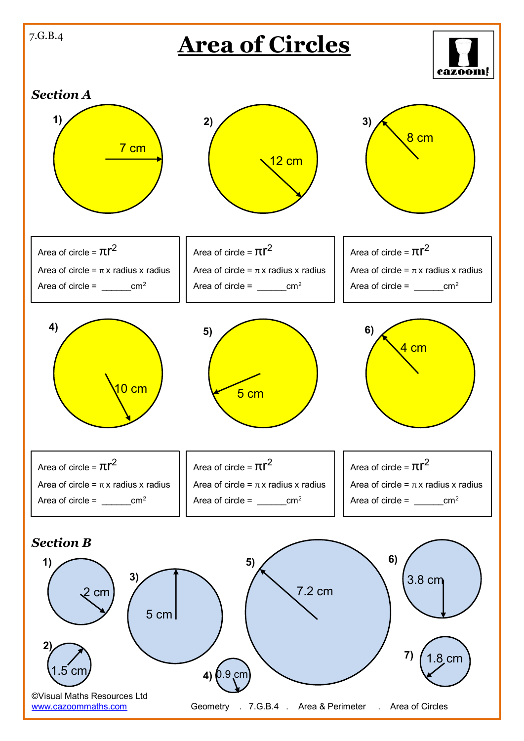7.G.B.4

# Area of Circles

## Section A

1) 7 cm

Area of circle = $\pi r^2$

Area of circle = $\pi$ x radius x radius

Area of circle = ______cm$^2$

2) 12 cm

Area of circle = $\pi r^2$

Area of circle = $\pi$ x radius x radius

Area of circle = ______cm$^2$

3) 8 cm

Area of circle = $\pi r^2$

Area of circle = $\pi$ x radius x radius

Area of circle = ______cm$^2$

4) 10 cm

Area of circle = $\pi r^2$

Area of circle = $\pi$ x radius x radius

Area of circle = ______cm$^2$

5) 5 cm

Area of circle = $\pi r^2$

Area of circle = $\pi$ x radius x radius

Area of circle = ______cm$^2$

6) 4 cm

Area of circle = $\pi r^2$

Area of circle = $\pi$ x radius x radius

Area of circle = ______cm$^2$

## Section B

1) 2 cm

2) 1.5 cm

3) 5 cm

4) 0.9 cm

5) 7.2 cm

6) 3.8 cm

7) 1.8 cm

©Visual Maths Resources Ltd
www.cazoommaths.com

Geometry . 7.G.B.4 . Area & Perimeter . Area of Circles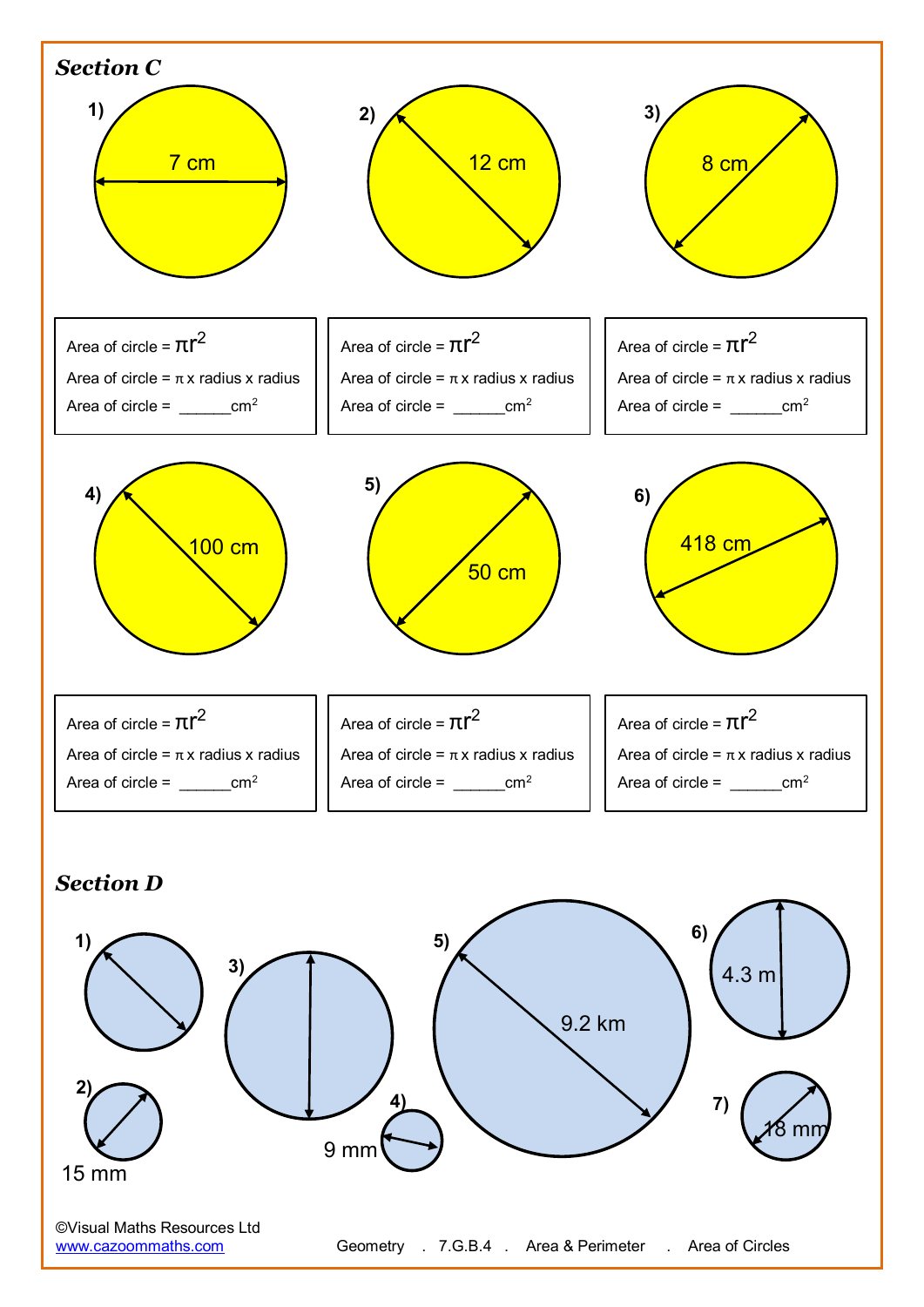***Section C***

1) 7 cm

2) 12 cm

3) 8 cm

| | | |
|---|---|---|
| Area of circle = $\pi r^2$ | Area of circle = $\pi r^2$ | Area of circle = $\pi r^2$ |
| Area of circle = $\pi$ x radius x radius | Area of circle = $\pi$ x radius x radius | Area of circle = $\pi$ x radius x radius |
| Area of circle = ______$cm^2$ | Area of circle = ______$cm^2$ | Area of circle = ______$cm^2$ |

4) 100 cm

5) 50 cm

6) 418 cm

| | | |
|---|---|---|
| Area of circle = $\pi r^2$ | Area of circle = $\pi r^2$ | Area of circle = $\pi r^2$ |
| Area of circle = $\pi$ x radius x radius | Area of circle = $\pi$ x radius x radius | Area of circle = $\pi$ x radius x radius |
| Area of circle = ______$cm^2$ | Area of circle = ______$cm^2$ | Area of circle = ______$cm^2$ |

***Section D***

1)

2) 15 mm

3) 9 mm

4)

5) 9.2 km

6) 4.3 m

7) 18 mm

©Visual Maths Resources Ltd
www.cazoommaths.com

Geometry . 7.G.B.4 . Area & Perimeter . Area of Circles